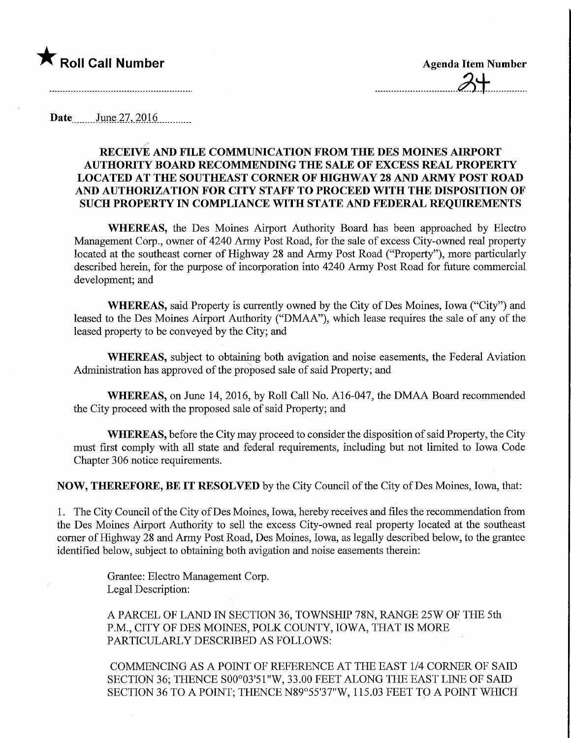★ **Roll Call Number**

**Agenda Item Number**

34

Date June 27, 2016

**RECEIVE AND FILE COMMUNICATION FROM THE DES MOINES AIRPORT AUTHORITY BOARD RECOMMENDING THE SALE OF EXCESS REAL PROPERTY LOCATED AT THE SOUTHEAST CORNER OF HIGHWAY 28 AND ARMY POST ROAD AND AUTHORIZATION FOR CITY STAFF TO PROCEED WITH THE DISPOSITION OF SUCH PROPERTY IN COMPLIANCE WITH STATE AND FEDERAL REQUIREMENTS**

**WHEREAS,** the Des Moines Airport Authority Board has been approached by Electro Management Corp., owner of 4240 Army Post Road, for the sale of excess City-owned real property located at the southeast corner of Highway 28 and Army Post Road ("Property"), more particularly described herein, for the purpose of incorporation into 4240 Army Post Road for future commercial development; and

**WHEREAS,** said Property is currently owned by the City of Des Moines, Iowa ("City") and leased to the Des Moines Airport Authority ("DMAA"), which lease requires the sale of any of the leased property to be conveyed by the City; and

**WHEREAS,** subject to obtaining both avigation and noise easements, the Federal Aviation Administration has approved of the proposed sale of said Property; and

**WHEREAS,** on June 14, 2016, by Roll Call No. A16-047, the DMAA Board recommended the City proceed with the proposed sale of said Property; and

**WHEREAS,** before the City may proceed to consider the disposition of said Property, the City must first comply with all state and federal requirements, including but not limited to Iowa Code Chapter 306 notice requirements.

**NOW, THEREFORE, BE IT RESOLVED** by the City Council of the City of Des Moines, Iowa, that:

1. The City Council of the City of Des Moines, Iowa, hereby receives and files the recommendation from the Des Moines Airport Authority to sell the excess City-owned real property located at the southeast corner of Highway 28 and Army Post Road, Des Moines, Iowa, as legally described below, to the grantee identified below, subject to obtaining both avigation and noise easements therein:

Grantee: Electro Management Corp.
Legal Description:

A PARCEL OF LAND IN SECTION 36, TOWNSHIP 78N, RANGE 25W OF THE 5th P.M., CITY OF DES MOINES, POLK COUNTY, IOWA, THAT IS MORE PARTICULARLY DESCRIBED AS FOLLOWS:

COMMENCING AS A POINT OF REFERENCE AT THE EAST 1/4 CORNER OF SAID SECTION 36; THENCE S00°03'51"W, 33.00 FEET ALONG THE EAST LINE OF SAID SECTION 36 TO A POINT; THENCE N89°55'37"W, 115.03 FEET TO A POINT WHICH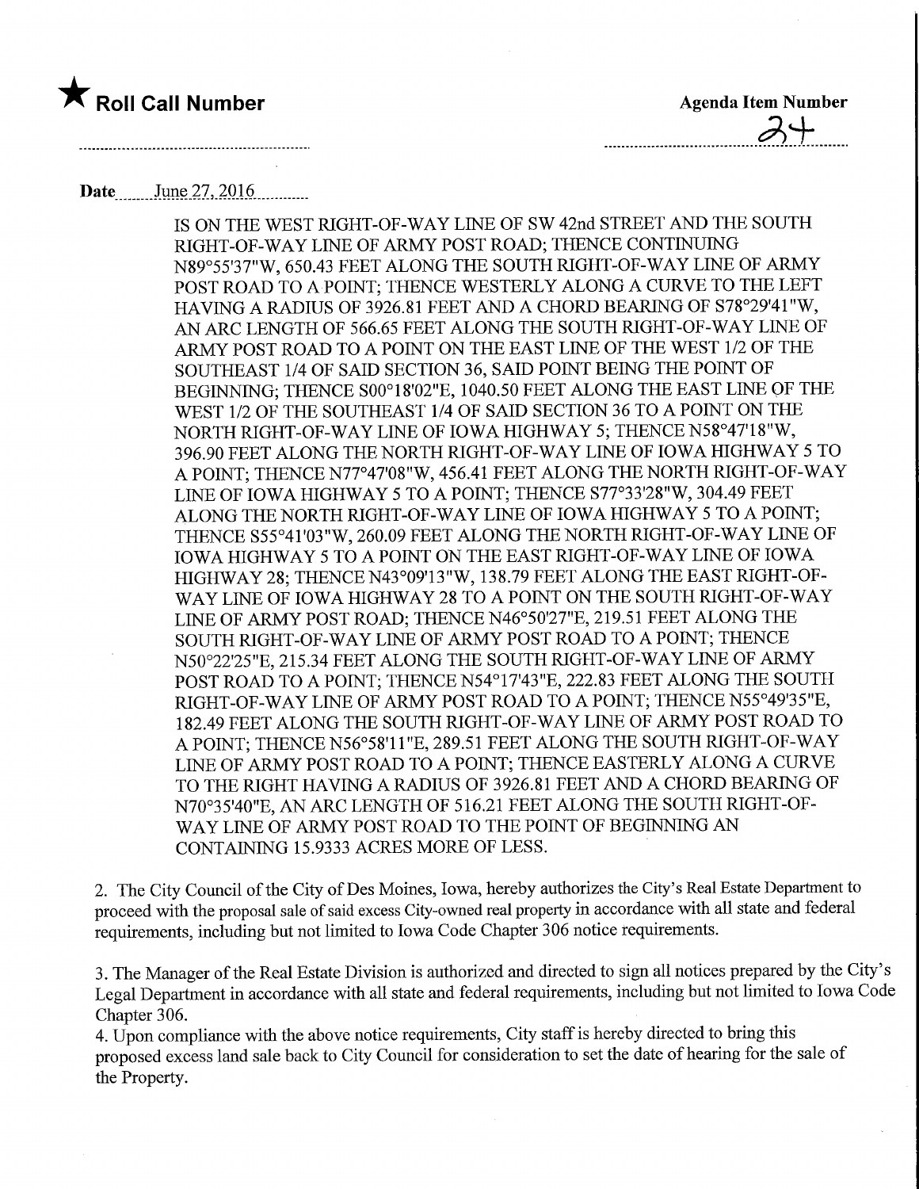★ **Roll Call Number**

**Agenda Item Number**

24

**Date** June 27, 2016

IS ON THE WEST RIGHT-OF-WAY LINE OF SW 42nd STREET AND THE SOUTH RIGHT-OF-WAY LINE OF ARMY POST ROAD; THENCE CONTINUING N89°55'37"W, 650.43 FEET ALONG THE SOUTH RIGHT-OF-WAY LINE OF ARMY POST ROAD TO A POINT; THENCE WESTERLY ALONG A CURVE TO THE LEFT HAVING A RADIUS OF 3926.81 FEET AND A CHORD BEARING OF S78°29'41"W, AN ARC LENGTH OF 566.65 FEET ALONG THE SOUTH RIGHT-OF-WAY LINE OF ARMY POST ROAD TO A POINT ON THE EAST LINE OF THE WEST 1/2 OF THE SOUTHEAST 1/4 OF SAID SECTION 36, SAID POINT BEING THE POINT OF BEGINNING; THENCE S00°18'02"E, 1040.50 FEET ALONG THE EAST LINE OF THE WEST 1/2 OF THE SOUTHEAST 1/4 OF SAID SECTION 36 TO A POINT ON THE NORTH RIGHT-OF-WAY LINE OF IOWA HIGHWAY 5; THENCE N58°47'18"W, 396.90 FEET ALONG THE NORTH RIGHT-OF-WAY LINE OF IOWA HIGHWAY 5 TO A POINT; THENCE N77°47'08"W, 456.41 FEET ALONG THE NORTH RIGHT-OF-WAY LINE OF IOWA HIGHWAY 5 TO A POINT; THENCE S77°33'28"W, 304.49 FEET ALONG THE NORTH RIGHT-OF-WAY LINE OF IOWA HIGHWAY 5 TO A POINT; THENCE S55°41'03"W, 260.09 FEET ALONG THE NORTH RIGHT-OF-WAY LINE OF IOWA HIGHWAY 5 TO A POINT ON THE EAST RIGHT-OF-WAY LINE OF IOWA HIGHWAY 28; THENCE N43°09'13"W, 138.79 FEET ALONG THE EAST RIGHT-OF-WAY LINE OF IOWA HIGHWAY 28 TO A POINT ON THE SOUTH RIGHT-OF-WAY LINE OF ARMY POST ROAD; THENCE N46°50'27"E, 219.51 FEET ALONG THE SOUTH RIGHT-OF-WAY LINE OF ARMY POST ROAD TO A POINT; THENCE N50°22'25"E, 215.34 FEET ALONG THE SOUTH RIGHT-OF-WAY LINE OF ARMY POST ROAD TO A POINT; THENCE N54°17'43"E, 222.83 FEET ALONG THE SOUTH RIGHT-OF-WAY LINE OF ARMY POST ROAD TO A POINT; THENCE N55°49'35"E, 182.49 FEET ALONG THE SOUTH RIGHT-OF-WAY LINE OF ARMY POST ROAD TO A POINT; THENCE N56°58'11"E, 289.51 FEET ALONG THE SOUTH RIGHT-OF-WAY LINE OF ARMY POST ROAD TO A POINT; THENCE EASTERLY ALONG A CURVE TO THE RIGHT HAVING A RADIUS OF 3926.81 FEET AND A CHORD BEARING OF N70°35'40"E, AN ARC LENGTH OF 516.21 FEET ALONG THE SOUTH RIGHT-OF-WAY LINE OF ARMY POST ROAD TO THE POINT OF BEGINNING AN CONTAINING 15.9333 ACRES MORE OF LESS.

2. The City Council of the City of Des Moines, Iowa, hereby authorizes the City's Real Estate Department to proceed with the proposal sale of said excess City-owned real property in accordance with all state and federal requirements, including but not limited to Iowa Code Chapter 306 notice requirements.

3. The Manager of the Real Estate Division is authorized and directed to sign all notices prepared by the City's Legal Department in accordance with all state and federal requirements, including but not limited to Iowa Code Chapter 306.

4. Upon compliance with the above notice requirements, City staff is hereby directed to bring this proposed excess land sale back to City Council for consideration to set the date of hearing for the sale of the Property.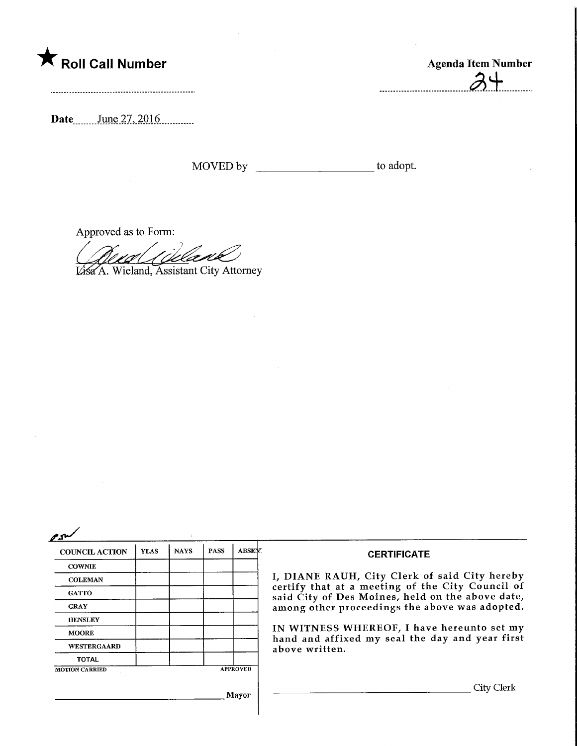★ **Roll Call Number**

**Agenda Item Number**

34

**Date** June 27, 2016

MOVED by ____________________ to adopt.

Approved as to Form:

Lisa A. Wieland, Assistant City Attorney

| COUNCIL ACTION | YEAS | NAYS | PASS | ABSENT |
|---|---|---|---|---|
| COWNIE | | | | |
| COLEMAN | | | | |
| GATTO | | | | |
| GRAY | | | | |
| HENSLEY | | | | |
| MOORE | | | | |
| WESTERGAARD | | | | |
| TOTAL | | | | |

MOTION CARRIED APPROVED

______________________________ Mayor

**CERTIFICATE**

I, DIANE RAUH, City Clerk of said City hereby certify that at a meeting of the City Council of said City of Des Moines, held on the above date, among other proceedings the above was adopted.

IN WITNESS WHEREOF, I have hereunto set my hand and affixed my seal the day and year first above written.

______________________________ City Clerk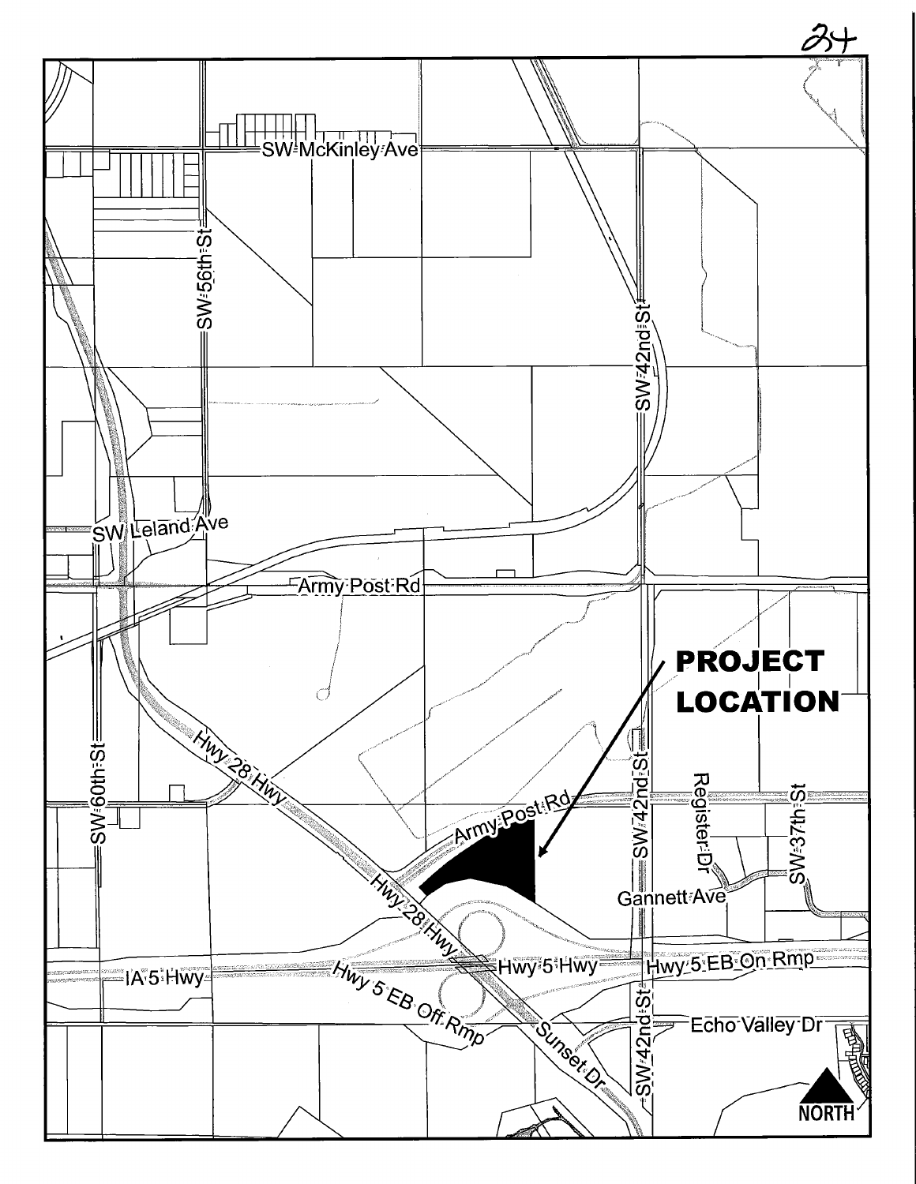**PROJECT LOCATION**

SW McKinley Ave

SW 56th St

SW 42nd St

SW Leland Ave

Army Post Rd

SW 60th St

Hwy 28 Hwy

Register Dr

SW 37th St

Gannett Ave

IA 5 Hwy

Hwy 5 Hwy

Hwy 5 EB On Rmp

Hwy 5 EB Off Rmp

Echo Valley Dr

Sunset Dr

NORTH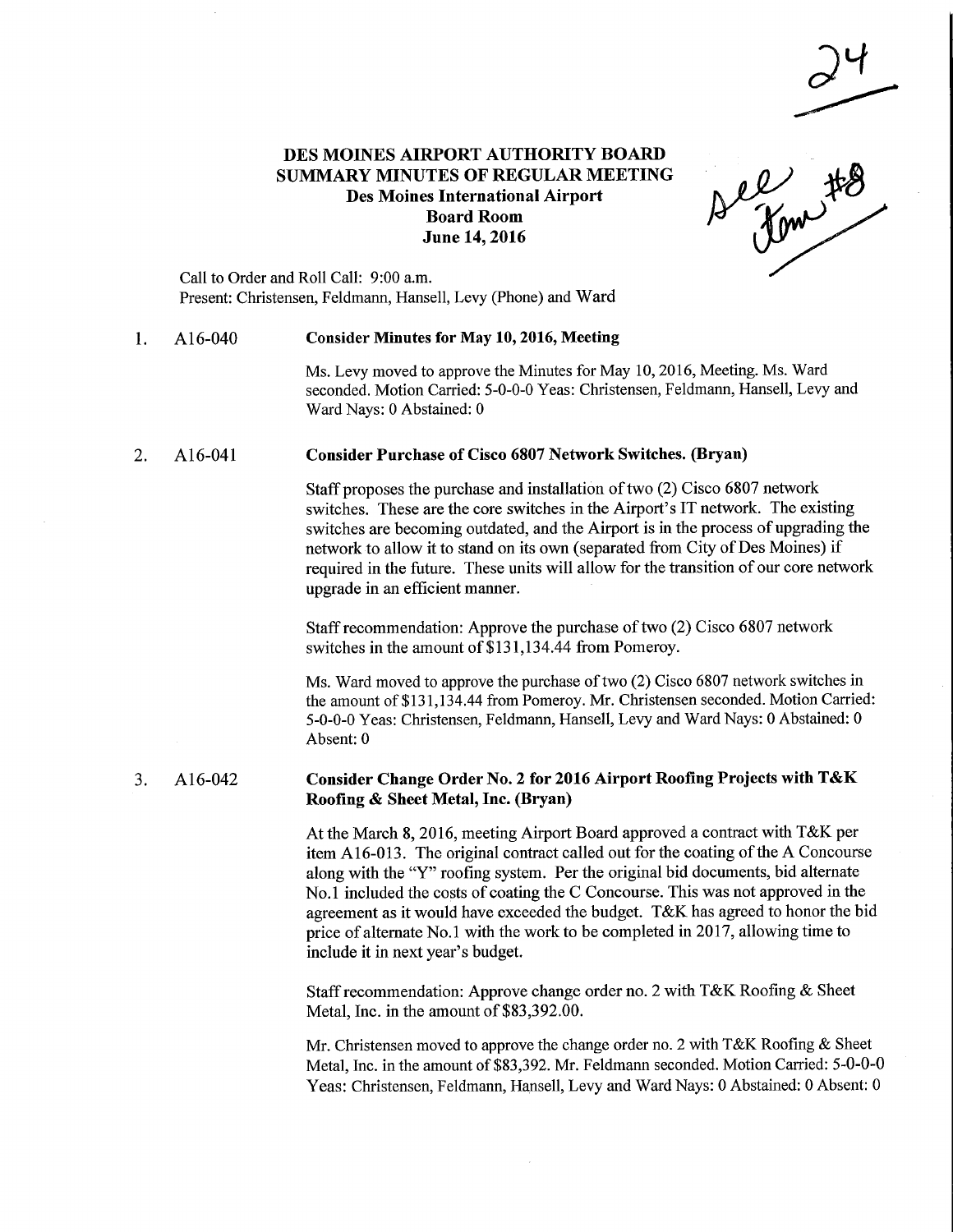24

See Item #8

# DES MOINES AIRPORT AUTHORITY BOARD
## SUMMARY MINUTES OF REGULAR MEETING
### Des Moines International Airport
### Board Room
### June 14, 2016

Call to Order and Roll Call: 9:00 a.m.
Present: Christensen, Feldmann, Hansell, Levy (Phone) and Ward

1. A16-040 **Consider Minutes for May 10, 2016, Meeting**

   Ms. Levy moved to approve the Minutes for May 10, 2016, Meeting. Ms. Ward seconded. Motion Carried: 5-0-0-0 Yeas: Christensen, Feldmann, Hansell, Levy and Ward Nays: 0 Abstained: 0

2. A16-041 **Consider Purchase of Cisco 6807 Network Switches. (Bryan)**

   Staff proposes the purchase and installation of two (2) Cisco 6807 network switches. These are the core switches in the Airport's IT network. The existing switches are becoming outdated, and the Airport is in the process of upgrading the network to allow it to stand on its own (separated from City of Des Moines) if required in the future. These units will allow for the transition of our core network upgrade in an efficient manner.

   Staff recommendation: Approve the purchase of two (2) Cisco 6807 network switches in the amount of $131,134.44 from Pomeroy.

   Ms. Ward moved to approve the purchase of two (2) Cisco 6807 network switches in the amount of $131,134.44 from Pomeroy. Mr. Christensen seconded. Motion Carried: 5-0-0-0 Yeas: Christensen, Feldmann, Hansell, Levy and Ward Nays: 0 Abstained: 0 Absent: 0

3. A16-042 **Consider Change Order No. 2 for 2016 Airport Roofing Projects with T&K Roofing & Sheet Metal, Inc. (Bryan)**

   At the March 8, 2016, meeting Airport Board approved a contract with T&K per item A16-013. The original contract called out for the coating of the A Concourse along with the "Y" roofing system. Per the original bid documents, bid alternate No.1 included the costs of coating the C Concourse. This was not approved in the agreement as it would have exceeded the budget. T&K has agreed to honor the bid price of alternate No.1 with the work to be completed in 2017, allowing time to include it in next year's budget.

   Staff recommendation: Approve change order no. 2 with T&K Roofing & Sheet Metal, Inc. in the amount of $83,392.00.

   Mr. Christensen moved to approve the change order no. 2 with T&K Roofing & Sheet Metal, Inc. in the amount of $83,392. Mr. Feldmann seconded. Motion Carried: 5-0-0-0 Yeas: Christensen, Feldmann, Hansell, Levy and Ward Nays: 0 Abstained: 0 Absent: 0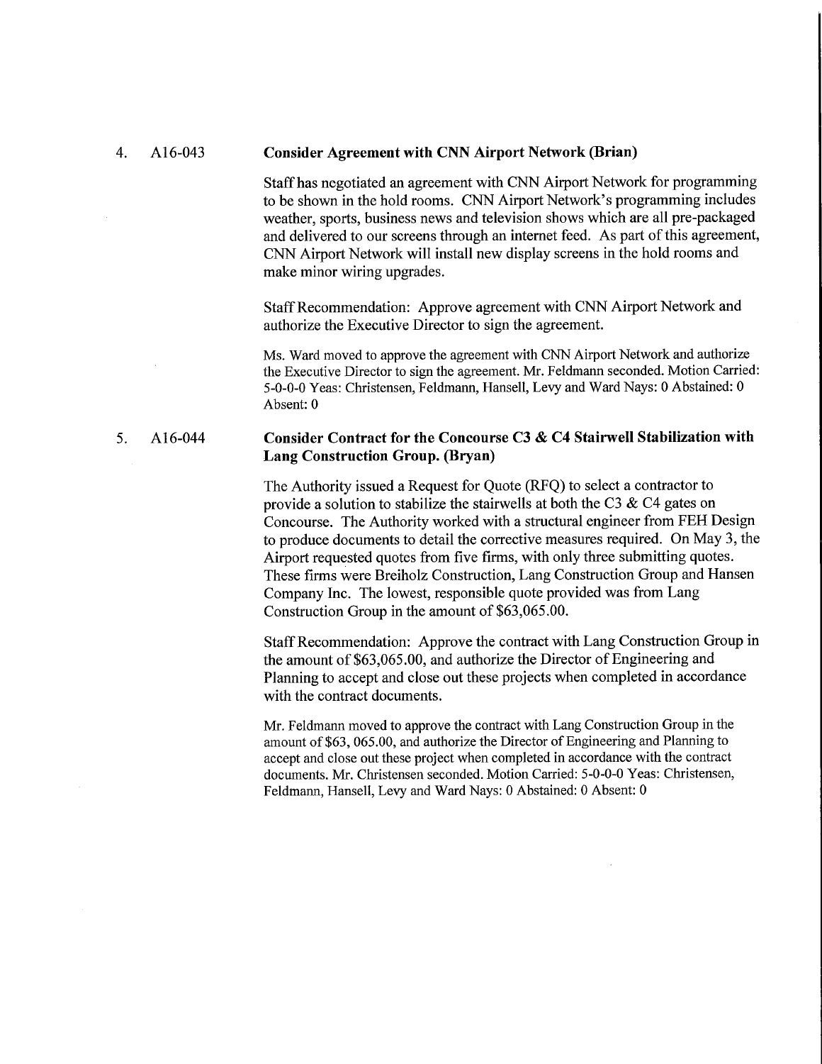4. A16-043 **Consider Agreement with CNN Airport Network (Brian)**

Staff has negotiated an agreement with CNN Airport Network for programming to be shown in the hold rooms. CNN Airport Network's programming includes weather, sports, business news and television shows which are all pre-packaged and delivered to our screens through an internet feed. As part of this agreement, CNN Airport Network will install new display screens in the hold rooms and make minor wiring upgrades.

Staff Recommendation: Approve agreement with CNN Airport Network and authorize the Executive Director to sign the agreement.

Ms. Ward moved to approve the agreement with CNN Airport Network and authorize the Executive Director to sign the agreement. Mr. Feldmann seconded. Motion Carried: 5-0-0-0 Yeas: Christensen, Feldmann, Hansell, Levy and Ward Nays: 0 Abstained: 0 Absent: 0

5. A16-044 **Consider Contract for the Concourse C3 & C4 Stairwell Stabilization with Lang Construction Group. (Bryan)**

The Authority issued a Request for Quote (RFQ) to select a contractor to provide a solution to stabilize the stairwells at both the C3 & C4 gates on Concourse. The Authority worked with a structural engineer from FEH Design to produce documents to detail the corrective measures required. On May 3, the Airport requested quotes from five firms, with only three submitting quotes. These firms were Breiholz Construction, Lang Construction Group and Hansen Company Inc. The lowest, responsible quote provided was from Lang Construction Group in the amount of $63,065.00.

Staff Recommendation: Approve the contract with Lang Construction Group in the amount of $63,065.00, and authorize the Director of Engineering and Planning to accept and close out these projects when completed in accordance with the contract documents.

Mr. Feldmann moved to approve the contract with Lang Construction Group in the amount of $63, 065.00, and authorize the Director of Engineering and Planning to accept and close out these project when completed in accordance with the contract documents. Mr. Christensen seconded. Motion Carried: 5-0-0-0 Yeas: Christensen, Feldmann, Hansell, Levy and Ward Nays: 0 Abstained: 0 Absent: 0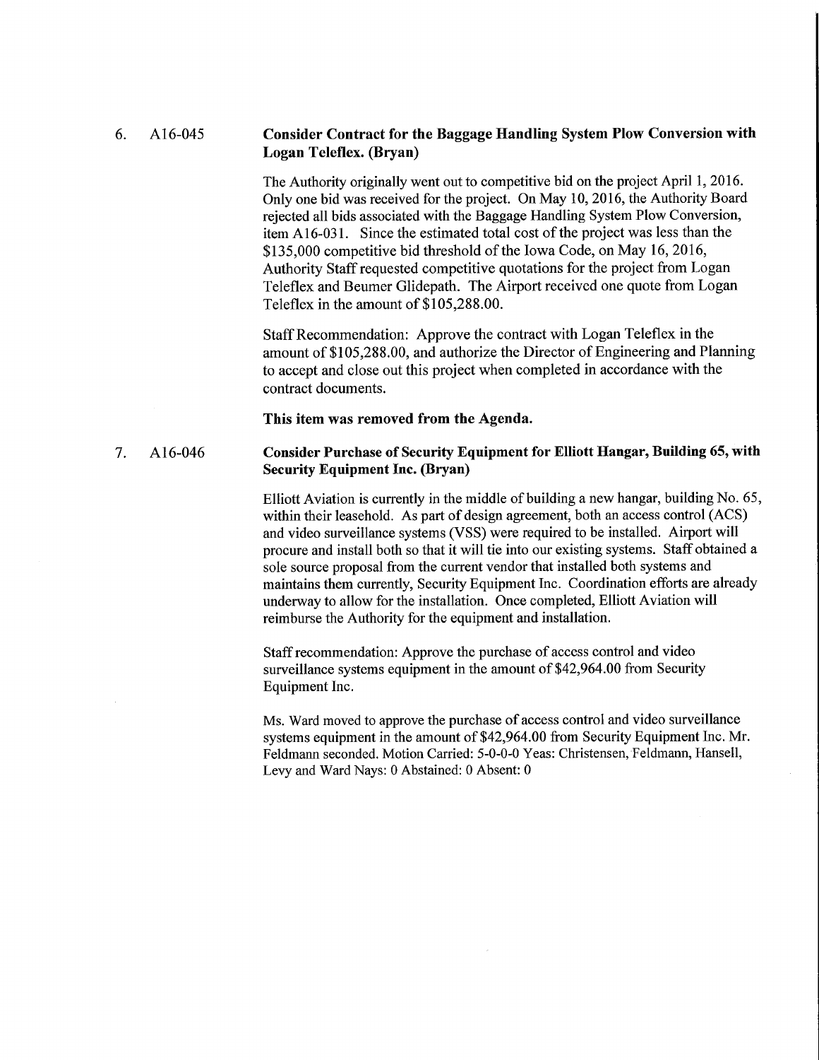6. A16-045 **Consider Contract for the Baggage Handling System Plow Conversion with Logan Teleflex. (Bryan)**

The Authority originally went out to competitive bid on the project April 1, 2016. Only one bid was received for the project. On May 10, 2016, the Authority Board rejected all bids associated with the Baggage Handling System Plow Conversion, item A16-031. Since the estimated total cost of the project was less than the $135,000 competitive bid threshold of the Iowa Code, on May 16, 2016, Authority Staff requested competitive quotations for the project from Logan Teleflex and Beumer Glidepath. The Airport received one quote from Logan Teleflex in the amount of $105,288.00.

Staff Recommendation: Approve the contract with Logan Teleflex in the amount of $105,288.00, and authorize the Director of Engineering and Planning to accept and close out this project when completed in accordance with the contract documents.

**This item was removed from the Agenda.**

7. A16-046 **Consider Purchase of Security Equipment for Elliott Hangar, Building 65, with Security Equipment Inc. (Bryan)**

Elliott Aviation is currently in the middle of building a new hangar, building No. 65, within their leasehold. As part of design agreement, both an access control (ACS) and video surveillance systems (VSS) were required to be installed. Airport will procure and install both so that it will tie into our existing systems. Staff obtained a sole source proposal from the current vendor that installed both systems and maintains them currently, Security Equipment Inc. Coordination efforts are already underway to allow for the installation. Once completed, Elliott Aviation will reimburse the Authority for the equipment and installation.

Staff recommendation: Approve the purchase of access control and video surveillance systems equipment in the amount of $42,964.00 from Security Equipment Inc.

Ms. Ward moved to approve the purchase of access control and video surveillance systems equipment in the amount of $42,964.00 from Security Equipment Inc. Mr. Feldmann seconded. Motion Carried: 5-0-0-0 Yeas: Christensen, Feldmann, Hansell, Levy and Ward Nays: 0 Abstained: 0 Absent: 0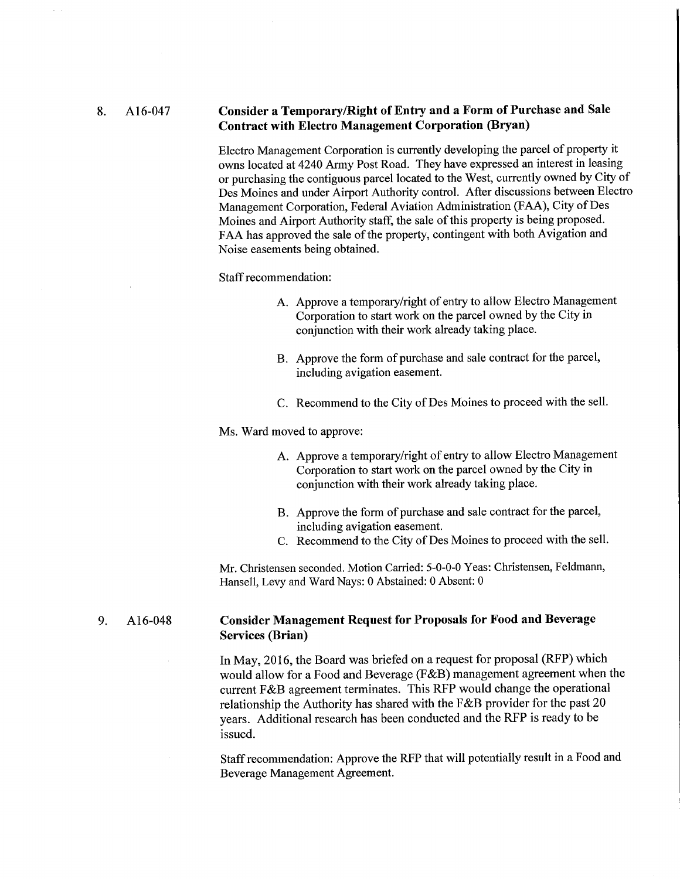8. A16-047 **Consider a Temporary/Right of Entry and a Form of Purchase and Sale Contract with Electro Management Corporation (Bryan)**

Electro Management Corporation is currently developing the parcel of property it owns located at 4240 Army Post Road. They have expressed an interest in leasing or purchasing the contiguous parcel located to the West, currently owned by City of Des Moines and under Airport Authority control. After discussions between Electro Management Corporation, Federal Aviation Administration (FAA), City of Des Moines and Airport Authority staff, the sale of this property is being proposed. FAA has approved the sale of the property, contingent with both Avigation and Noise easements being obtained.

Staff recommendation:

A. Approve a temporary/right of entry to allow Electro Management Corporation to start work on the parcel owned by the City in conjunction with their work already taking place.

B. Approve the form of purchase and sale contract for the parcel, including avigation easement.

C. Recommend to the City of Des Moines to proceed with the sell.

Ms. Ward moved to approve:

A. Approve a temporary/right of entry to allow Electro Management Corporation to start work on the parcel owned by the City in conjunction with their work already taking place.

B. Approve the form of purchase and sale contract for the parcel, including avigation easement.

C. Recommend to the City of Des Moines to proceed with the sell.

Mr. Christensen seconded. Motion Carried: 5-0-0-0 Yeas: Christensen, Feldmann, Hansell, Levy and Ward Nays: 0 Abstained: 0 Absent: 0

9. A16-048 **Consider Management Request for Proposals for Food and Beverage Services (Brian)**

In May, 2016, the Board was briefed on a request for proposal (RFP) which would allow for a Food and Beverage (F&B) management agreement when the current F&B agreement terminates. This RFP would change the operational relationship the Authority has shared with the F&B provider for the past 20 years. Additional research has been conducted and the RFP is ready to be issued.

Staff recommendation: Approve the RFP that will potentially result in a Food and Beverage Management Agreement.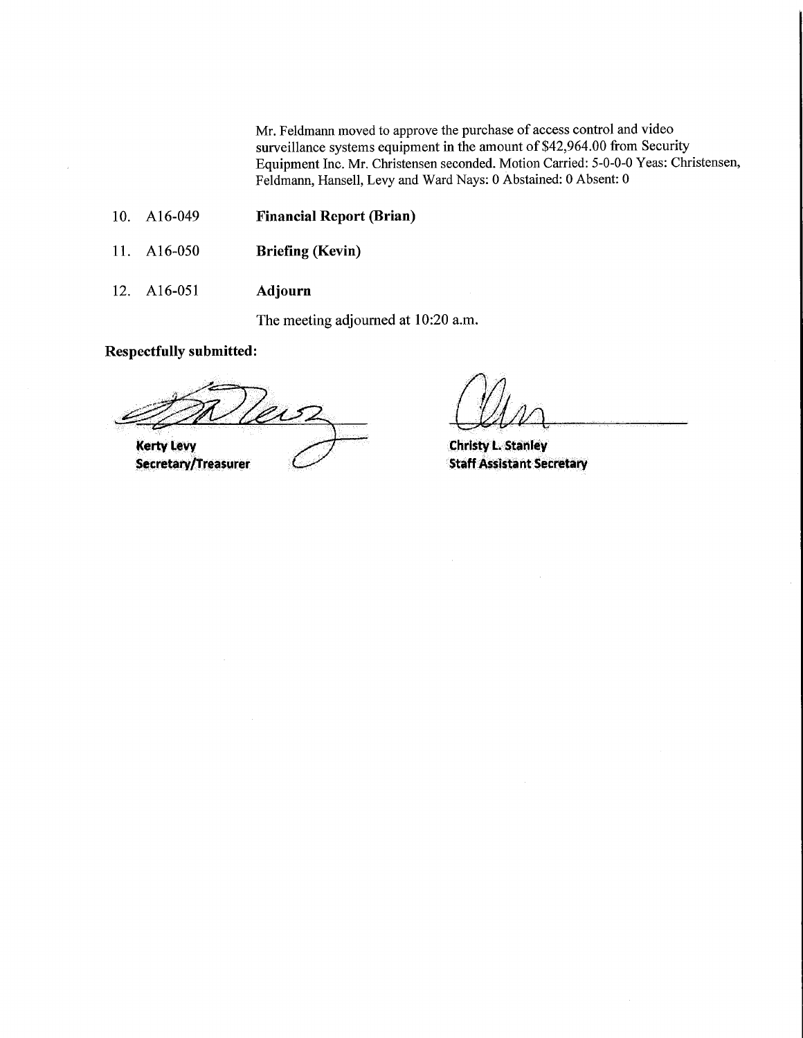Mr. Feldmann moved to approve the purchase of access control and video surveillance systems equipment in the amount of $42,964.00 from Security Equipment Inc. Mr. Christensen seconded. Motion Carried: 5-0-0-0 Yeas: Christensen, Feldmann, Hansell, Levy and Ward Nays: 0 Abstained: 0 Absent: 0

10. A16-049 **Financial Report (Brian)**

11. A16-050 **Briefing (Kevin)**

12. A16-051 **Adjourn**

The meeting adjourned at 10:20 a.m.

**Respectfully submitted:**

**Kerty Levy**
**Secretary/Treasurer**

**Christy L. Stanley**
**Staff Assistant Secretary**